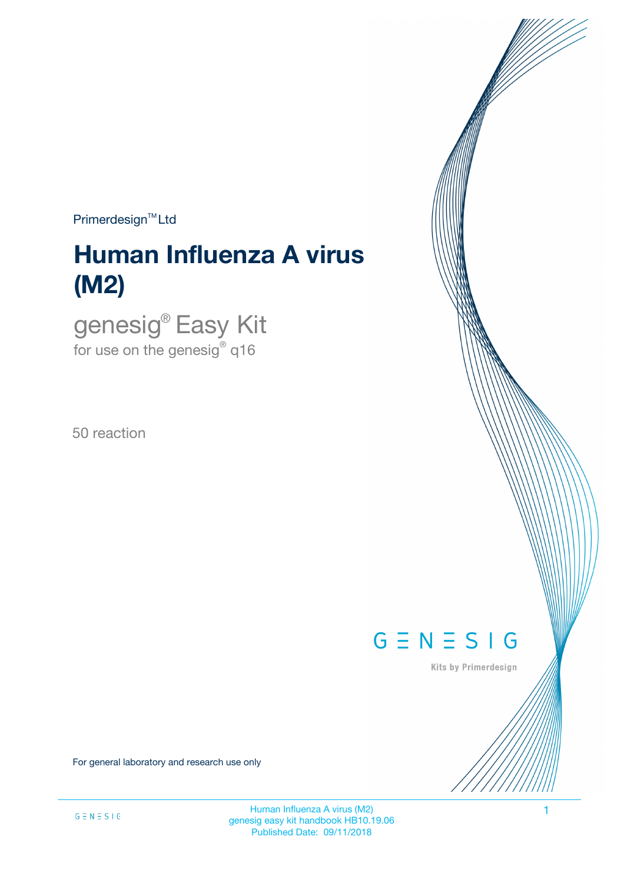Primerdesign™ Ltd

# Human Influenza A virus (M2)

## genesig® Easy Kit

for use on the genesig® q16

50 reaction

GENESIG

Kits by Primerdesign

For general laboratory and research use only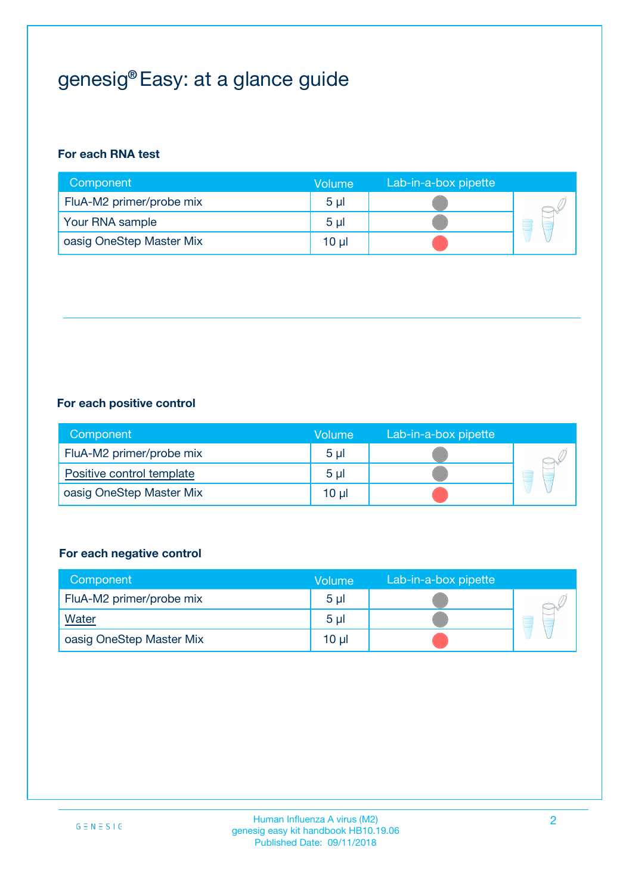# genesig® Easy: at a glance guide

**For each RNA test**

| Component | Volume | Lab-in-a-box pipette |
|---|---|---|
| FluA-M2 primer/probe mix | 5 µl | |
| Your RNA sample | 5 µl | |
| oasig OneStep Master Mix | 10 µl | |

**For each positive control**

| Component | Volume | Lab-in-a-box pipette |
|---|---|---|
| FluA-M2 primer/probe mix | 5 µl | |
| Positive control template | 5 µl | |
| oasig OneStep Master Mix | 10 µl | |

**For each negative control**

| Component | Volume | Lab-in-a-box pipette |
|---|---|---|
| FluA-M2 primer/probe mix | 5 µl | |
| Water | 5 µl | |
| oasig OneStep Master Mix | 10 µl | |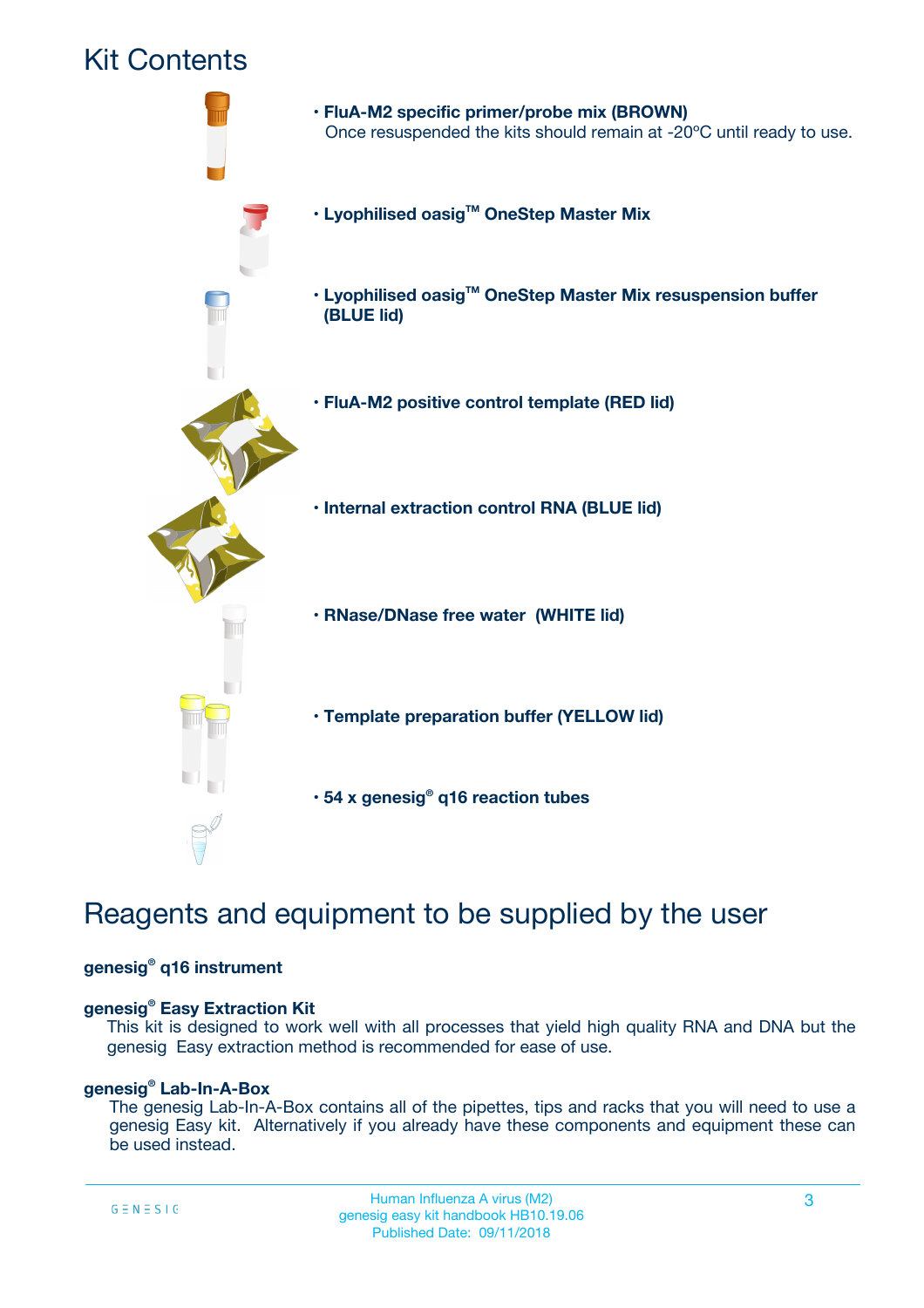# Kit Contents

- **FluA-M2 specific primer/probe mix (BROWN)**
  Once resuspended the kits should remain at -20ºC until ready to use.
- **Lyophilised oasig™ OneStep Master Mix**
- **Lyophilised oasig™ OneStep Master Mix resuspension buffer (BLUE lid)**
- **FluA-M2 positive control template (RED lid)**
- **Internal extraction control RNA (BLUE lid)**
- **RNase/DNase free water (WHITE lid)**
- **Template preparation buffer (YELLOW lid)**
- **54 x genesig® q16 reaction tubes**

# Reagents and equipment to be supplied by the user

**genesig® q16 instrument**

**genesig® Easy Extraction Kit**
This kit is designed to work well with all processes that yield high quality RNA and DNA but the genesig Easy extraction method is recommended for ease of use.

**genesig® Lab-In-A-Box**
The genesig Lab-In-A-Box contains all of the pipettes, tips and racks that you will need to use a genesig Easy kit. Alternatively if you already have these components and equipment these can be used instead.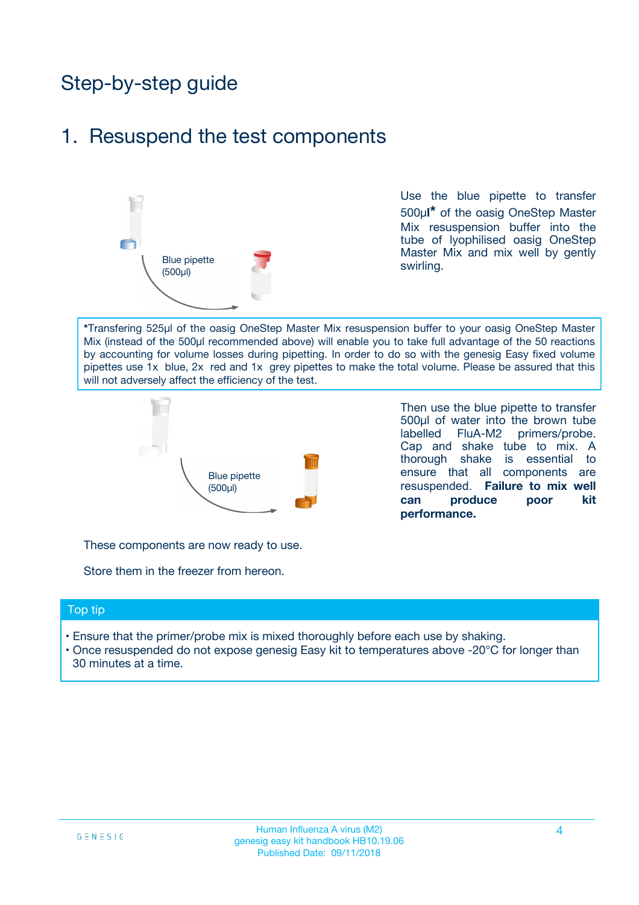# Step-by-step guide

## 1. Resuspend the test components

Blue pipette (500µl)

Use the blue pipette to transfer 500µl* of the oasig OneStep Master Mix resuspension buffer into the tube of lyophilised oasig OneStep Master Mix and mix well by gently swirling.

*Transfering 525µl of the oasig OneStep Master Mix resuspension buffer to your oasig OneStep Master Mix (instead of the 500µl recommended above) will enable you to take full advantage of the 50 reactions by accounting for volume losses during pipetting. In order to do so with the genesig Easy fixed volume pipettes use 1x blue, 2x red and 1x grey pipettes to make the total volume. Please be assured that this will not adversely affect the efficiency of the test.

Blue pipette (500µl)

Then use the blue pipette to transfer 500µl of water into the brown tube labelled FluA-M2 primers/probe. Cap and shake tube to mix. A thorough shake is essential to ensure that all components are resuspended. **Failure to mix well can produce poor kit performance.**

These components are now ready to use.

Store them in the freezer from hereon.

### Top tip

- Ensure that the primer/probe mix is mixed thoroughly before each use by shaking.
- Once resuspended do not expose genesig Easy kit to temperatures above -20°C for longer than 30 minutes at a time.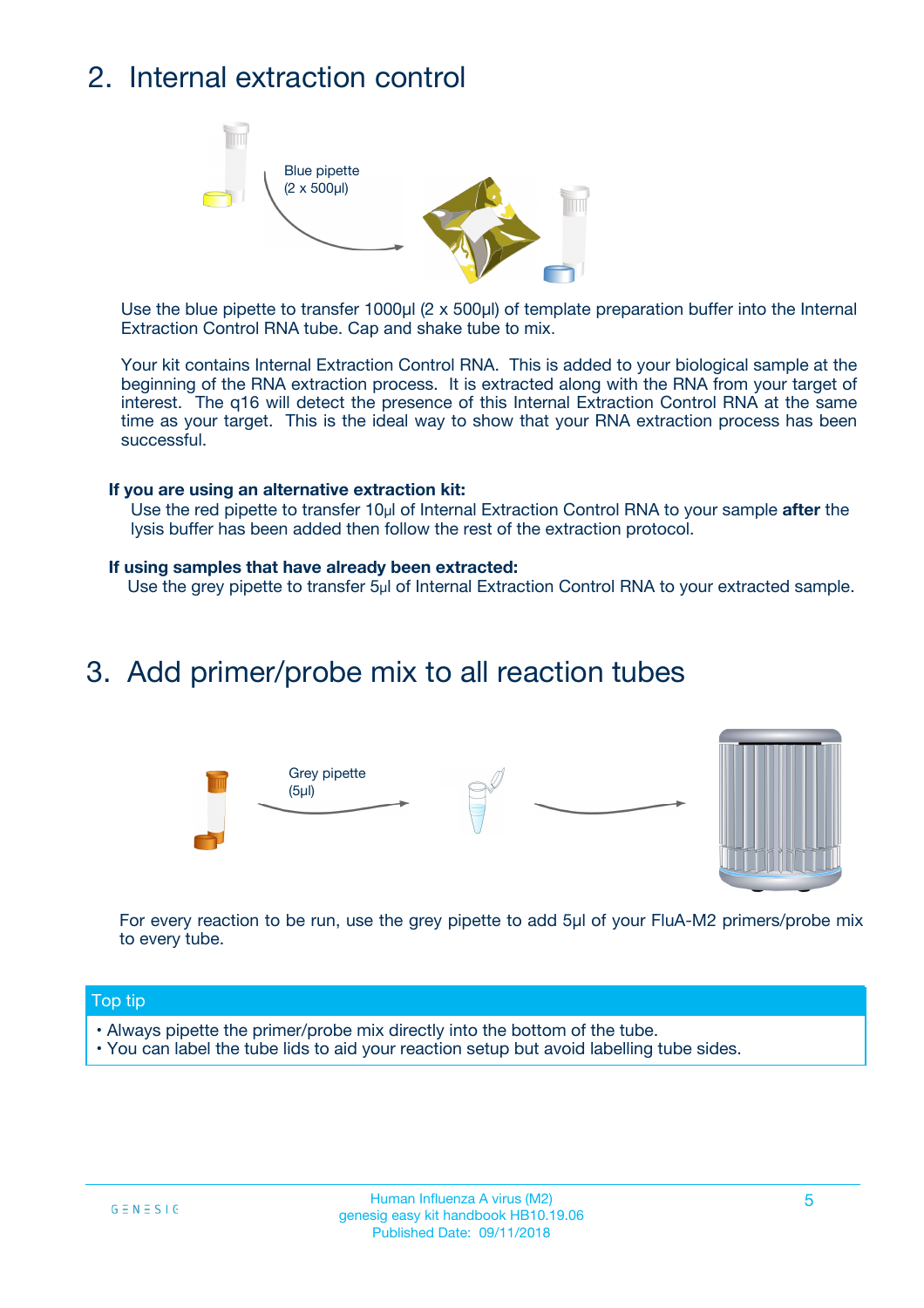## 2. Internal extraction control

Blue pipette (2 x 500µl)

Use the blue pipette to transfer 1000µl (2 x 500µl) of template preparation buffer into the Internal Extraction Control RNA tube. Cap and shake tube to mix.

Your kit contains Internal Extraction Control RNA. This is added to your biological sample at the beginning of the RNA extraction process. It is extracted along with the RNA from your target of interest. The q16 will detect the presence of this Internal Extraction Control RNA at the same time as your target. This is the ideal way to show that your RNA extraction process has been successful.

**If you are using an alternative extraction kit:**

Use the red pipette to transfer 10µl of Internal Extraction Control RNA to your sample **after** the lysis buffer has been added then follow the rest of the extraction protocol.

**If using samples that have already been extracted:**

Use the grey pipette to transfer 5µl of Internal Extraction Control RNA to your extracted sample.

## 3. Add primer/probe mix to all reaction tubes

Grey pipette (5µl)

For every reaction to be run, use the grey pipette to add 5µl of your FluA-M2 primers/probe mix to every tube.

**Top tip**

- Always pipette the primer/probe mix directly into the bottom of the tube.
- You can label the tube lids to aid your reaction setup but avoid labelling tube sides.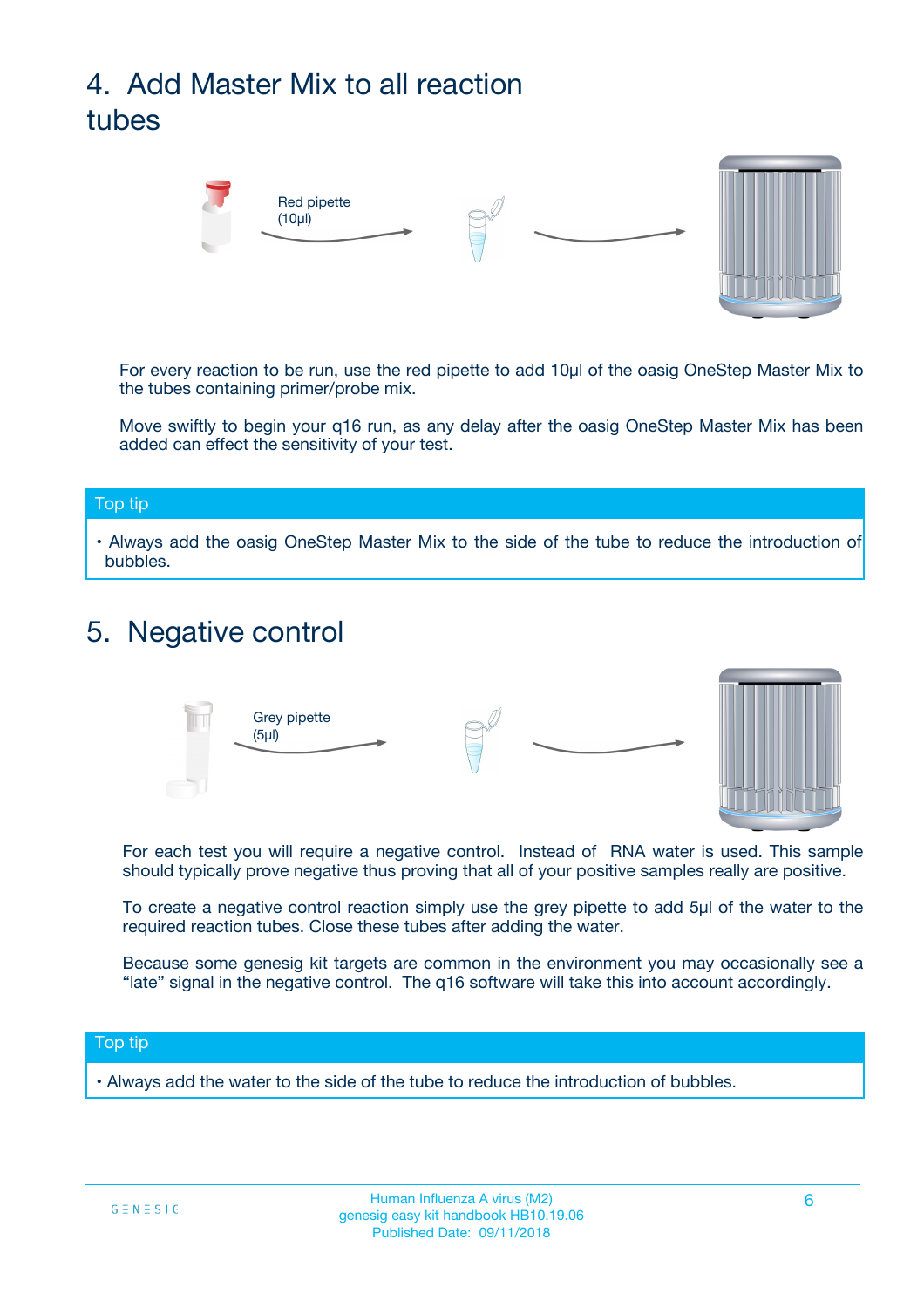## 4. Add Master Mix to all reaction tubes

Red pipette (10µl)

For every reaction to be run, use the red pipette to add 10µl of the oasig OneStep Master Mix to the tubes containing primer/probe mix.

Move swiftly to begin your q16 run, as any delay after the oasig OneStep Master Mix has been added can effect the sensitivity of your test.

**Top tip**

- Always add the oasig OneStep Master Mix to the side of the tube to reduce the introduction of bubbles.

## 5. Negative control

Grey pipette (5µl)

For each test you will require a negative control. Instead of RNA water is used. This sample should typically prove negative thus proving that all of your positive samples really are positive.

To create a negative control reaction simply use the grey pipette to add 5µl of the water to the required reaction tubes. Close these tubes after adding the water.

Because some genesig kit targets are common in the environment you may occasionally see a "late" signal in the negative control. The q16 software will take this into account accordingly.

**Top tip**

- Always add the water to the side of the tube to reduce the introduction of bubbles.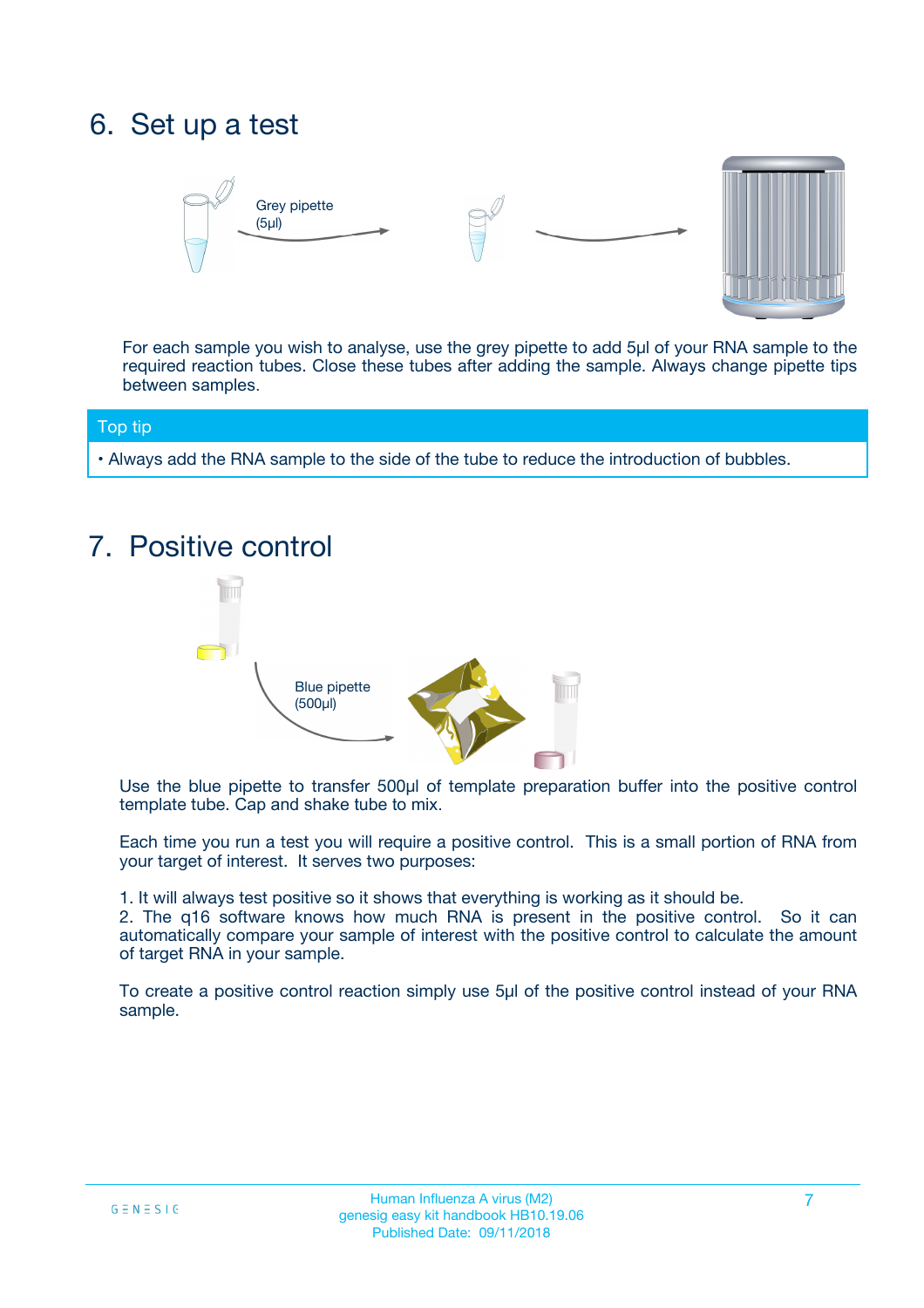## 6. Set up a test

Grey pipette (5µl)

For each sample you wish to analyse, use the grey pipette to add 5µl of your RNA sample to the required reaction tubes. Close these tubes after adding the sample. Always change pipette tips between samples.

**Top tip**

- Always add the RNA sample to the side of the tube to reduce the introduction of bubbles.

## 7. Positive control

Blue pipette (500µl)

Use the blue pipette to transfer 500µl of template preparation buffer into the positive control template tube. Cap and shake tube to mix.

Each time you run a test you will require a positive control. This is a small portion of RNA from your target of interest. It serves two purposes:

1. It will always test positive so it shows that everything is working as it should be.
2. The q16 software knows how much RNA is present in the positive control. So it can automatically compare your sample of interest with the positive control to calculate the amount of target RNA in your sample.

To create a positive control reaction simply use 5µl of the positive control instead of your RNA sample.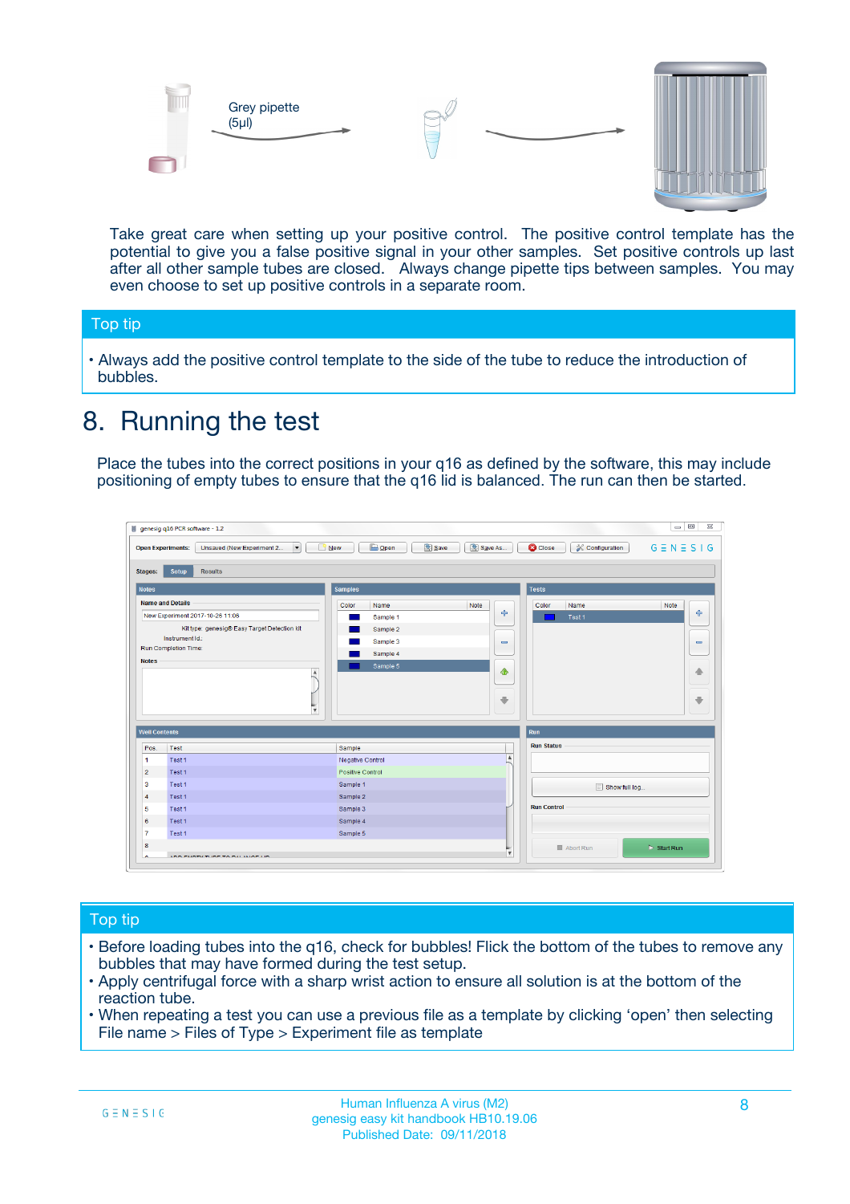Grey pipette (5µl)

Take great care when setting up your positive control. The positive control template has the potential to give you a false positive signal in your other samples. Set positive controls up last after all other sample tubes are closed. Always change pipette tips between samples. You may even choose to set up positive controls in a separate room.

## Top tip

- Always add the positive control template to the side of the tube to reduce the introduction of bubbles.

# 8. Running the test

Place the tubes into the correct positions in your q16 as defined by the software, this may include positioning of empty tubes to ensure that the q16 lid is balanced. The run can then be started.

## Top tip

- Before loading tubes into the q16, check for bubbles! Flick the bottom of the tubes to remove any bubbles that may have formed during the test setup.
- Apply centrifugal force with a sharp wrist action to ensure all solution is at the bottom of the reaction tube.
- When repeating a test you can use a previous file as a template by clicking ‘open’ then selecting File name > Files of Type > Experiment file as template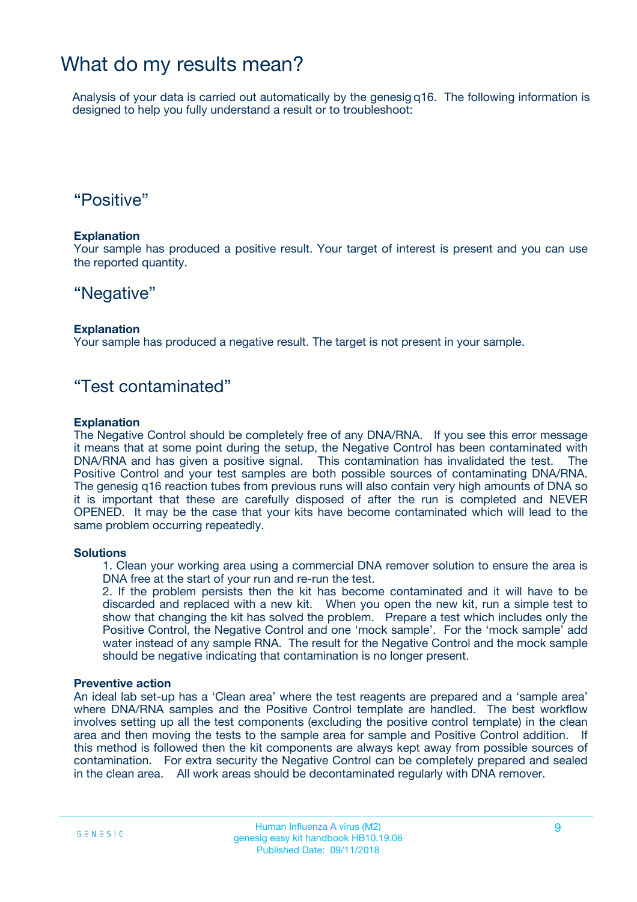# What do my results mean?

Analysis of your data is carried out automatically by the genesig q16. The following information is designed to help you fully understand a result or to troubleshoot:

## “Positive”

**Explanation**
Your sample has produced a positive result. Your target of interest is present and you can use the reported quantity.

## “Negative”

**Explanation**
Your sample has produced a negative result. The target is not present in your sample.

## “Test contaminated”

**Explanation**
The Negative Control should be completely free of any DNA/RNA. If you see this error message it means that at some point during the setup, the Negative Control has been contaminated with DNA/RNA and has given a positive signal. This contamination has invalidated the test. The Positive Control and your test samples are both possible sources of contaminating DNA/RNA. The genesig q16 reaction tubes from previous runs will also contain very high amounts of DNA so it is important that these are carefully disposed of after the run is completed and NEVER OPENED. It may be the case that your kits have become contaminated which will lead to the same problem occurring repeatedly.

**Solutions**

1. Clean your working area using a commercial DNA remover solution to ensure the area is DNA free at the start of your run and re-run the test.
2. If the problem persists then the kit has become contaminated and it will have to be discarded and replaced with a new kit. When you open the new kit, run a simple test to show that changing the kit has solved the problem. Prepare a test which includes only the Positive Control, the Negative Control and one ‘mock sample’. For the ‘mock sample’ add water instead of any sample RNA. The result for the Negative Control and the mock sample should be negative indicating that contamination is no longer present.

**Preventive action**
An ideal lab set-up has a ‘Clean area’ where the test reagents are prepared and a ‘sample area’ where DNA/RNA samples and the Positive Control template are handled. The best workflow involves setting up all the test components (excluding the positive control template) in the clean area and then moving the tests to the sample area for sample and Positive Control addition. If this method is followed then the kit components are always kept away from possible sources of contamination. For extra security the Negative Control can be completely prepared and sealed in the clean area. All work areas should be decontaminated regularly with DNA remover.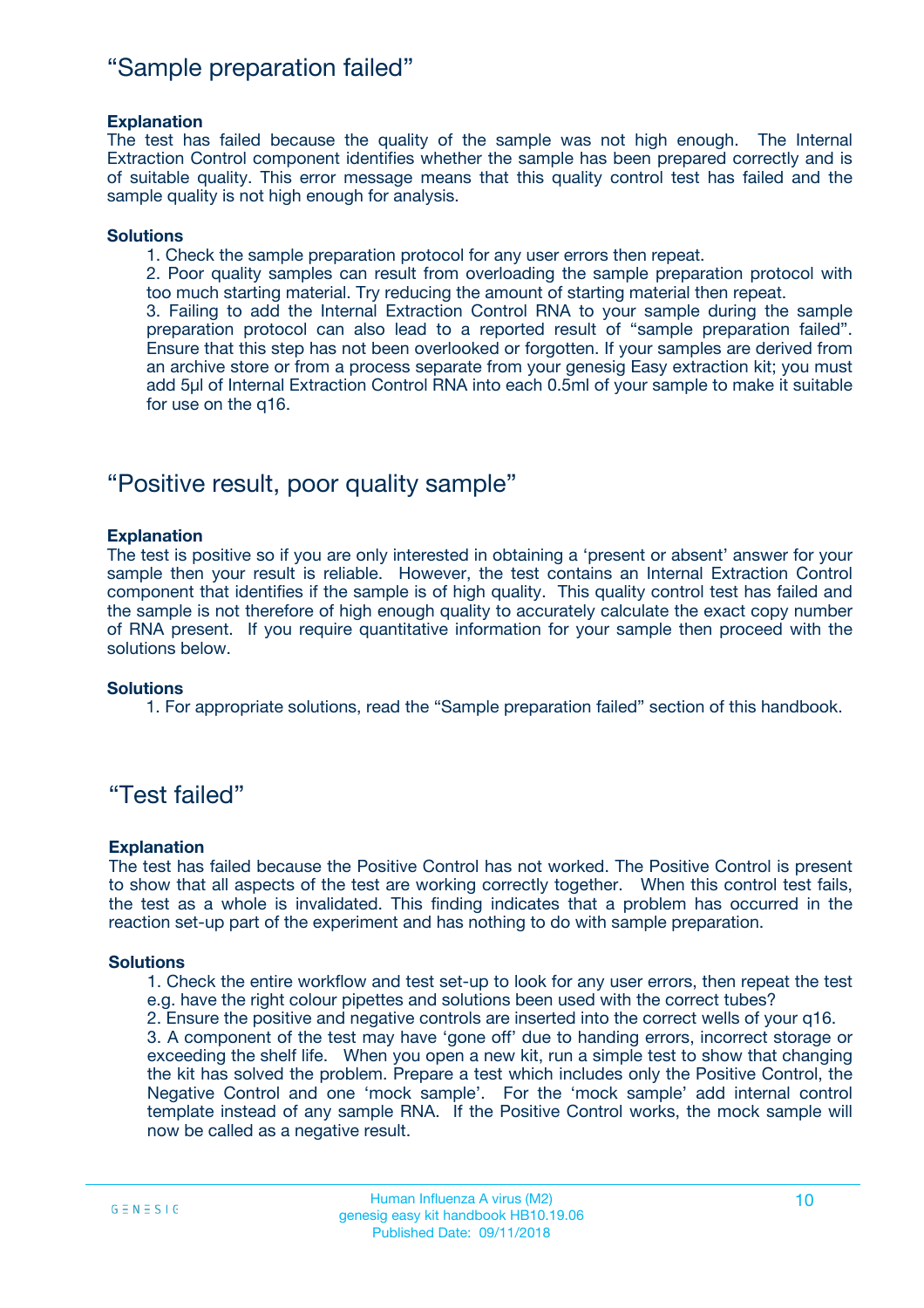## “Sample preparation failed”

**Explanation**

The test has failed because the quality of the sample was not high enough. The Internal Extraction Control component identifies whether the sample has been prepared correctly and is of suitable quality. This error message means that this quality control test has failed and the sample quality is not high enough for analysis.

**Solutions**

1. Check the sample preparation protocol for any user errors then repeat.
2. Poor quality samples can result from overloading the sample preparation protocol with too much starting material. Try reducing the amount of starting material then repeat.
3. Failing to add the Internal Extraction Control RNA to your sample during the sample preparation protocol can also lead to a reported result of “sample preparation failed”. Ensure that this step has not been overlooked or forgotten. If your samples are derived from an archive store or from a process separate from your genesig Easy extraction kit; you must add 5µl of Internal Extraction Control RNA into each 0.5ml of your sample to make it suitable for use on the q16.

## “Positive result, poor quality sample”

**Explanation**

The test is positive so if you are only interested in obtaining a ‘present or absent’ answer for your sample then your result is reliable. However, the test contains an Internal Extraction Control component that identifies if the sample is of high quality. This quality control test has failed and the sample is not therefore of high enough quality to accurately calculate the exact copy number of RNA present. If you require quantitative information for your sample then proceed with the solutions below.

**Solutions**

1. For appropriate solutions, read the “Sample preparation failed” section of this handbook.

## “Test failed”

**Explanation**

The test has failed because the Positive Control has not worked. The Positive Control is present to show that all aspects of the test are working correctly together. When this control test fails, the test as a whole is invalidated. This finding indicates that a problem has occurred in the reaction set-up part of the experiment and has nothing to do with sample preparation.

**Solutions**

1. Check the entire workflow and test set-up to look for any user errors, then repeat the test e.g. have the right colour pipettes and solutions been used with the correct tubes?
2. Ensure the positive and negative controls are inserted into the correct wells of your q16.
3. A component of the test may have ‘gone off’ due to handing errors, incorrect storage or exceeding the shelf life. When you open a new kit, run a simple test to show that changing the kit has solved the problem. Prepare a test which includes only the Positive Control, the Negative Control and one ‘mock sample’. For the ‘mock sample’ add internal control template instead of any sample RNA. If the Positive Control works, the mock sample will now be called as a negative result.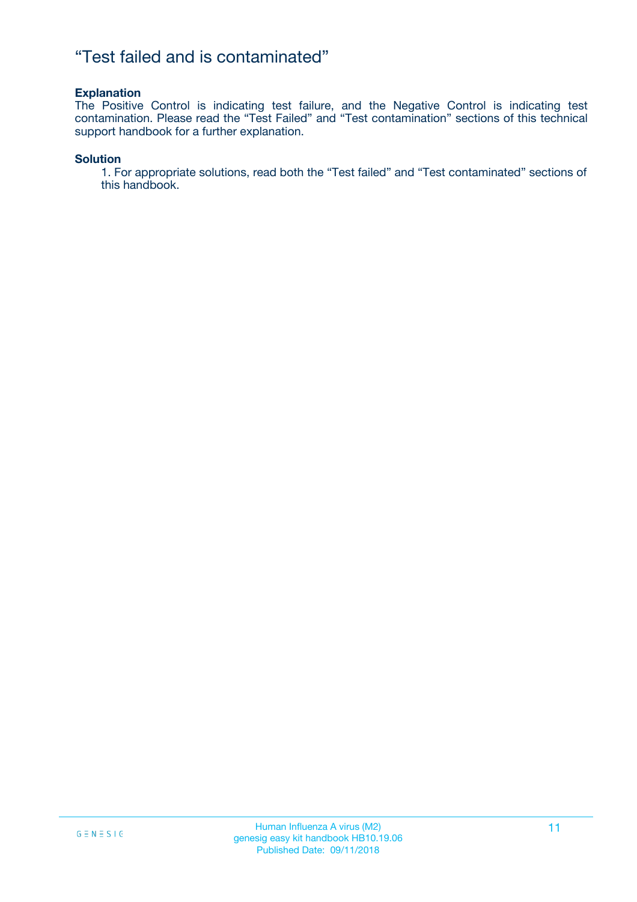# “Test failed and is contaminated”

**Explanation**

The Positive Control is indicating test failure, and the Negative Control is indicating test contamination. Please read the “Test Failed” and “Test contamination” sections of this technical support handbook for a further explanation.

**Solution**

1. For appropriate solutions, read both the “Test failed” and “Test contaminated” sections of this handbook.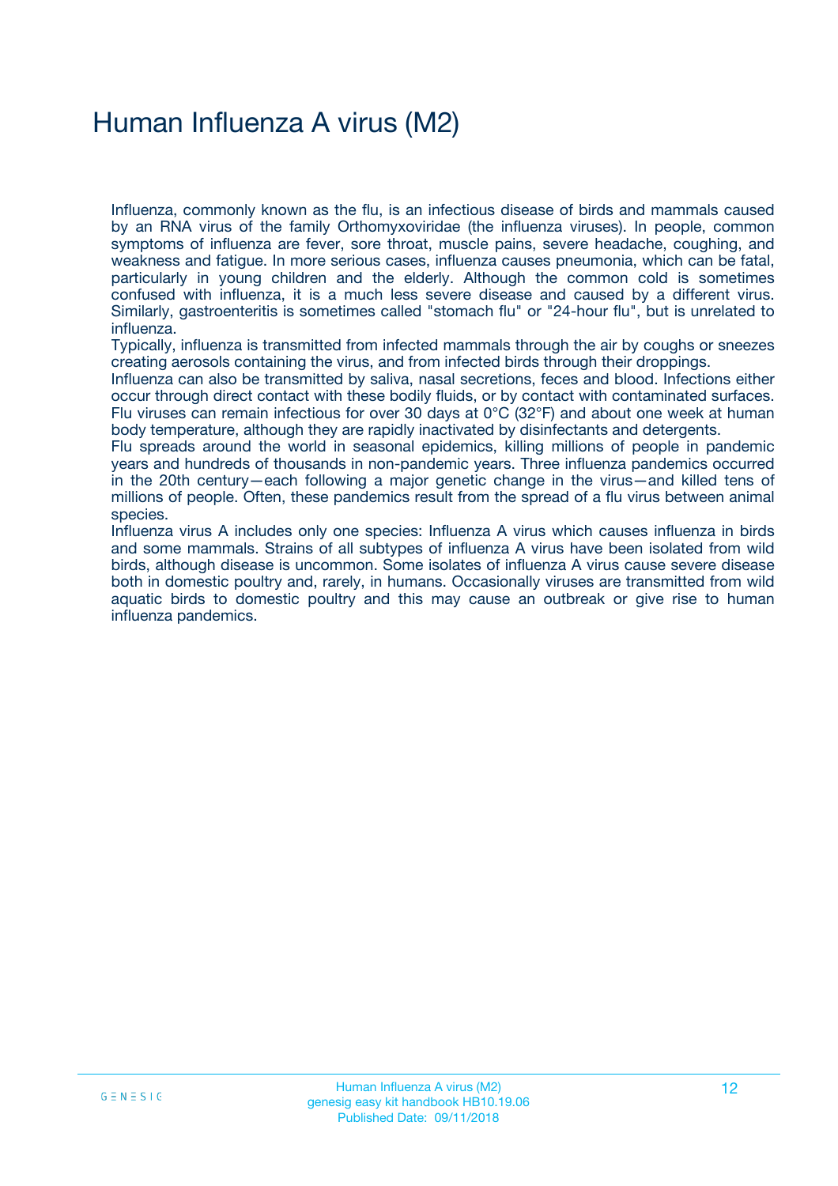# Human Influenza A virus (M2)

Influenza, commonly known as the flu, is an infectious disease of birds and mammals caused by an RNA virus of the family Orthomyxoviridae (the influenza viruses). In people, common symptoms of influenza are fever, sore throat, muscle pains, severe headache, coughing, and weakness and fatigue. In more serious cases, influenza causes pneumonia, which can be fatal, particularly in young children and the elderly. Although the common cold is sometimes confused with influenza, it is a much less severe disease and caused by a different virus. Similarly, gastroenteritis is sometimes called "stomach flu" or "24-hour flu", but is unrelated to influenza.

Typically, influenza is transmitted from infected mammals through the air by coughs or sneezes creating aerosols containing the virus, and from infected birds through their droppings.

Influenza can also be transmitted by saliva, nasal secretions, feces and blood. Infections either occur through direct contact with these bodily fluids, or by contact with contaminated surfaces. Flu viruses can remain infectious for over 30 days at 0°C (32°F) and about one week at human body temperature, although they are rapidly inactivated by disinfectants and detergents.

Flu spreads around the world in seasonal epidemics, killing millions of people in pandemic years and hundreds of thousands in non-pandemic years. Three influenza pandemics occurred in the 20th century—each following a major genetic change in the virus—and killed tens of millions of people. Often, these pandemics result from the spread of a flu virus between animal species.

Influenza virus A includes only one species: Influenza A virus which causes influenza in birds and some mammals. Strains of all subtypes of influenza A virus have been isolated from wild birds, although disease is uncommon. Some isolates of influenza A virus cause severe disease both in domestic poultry and, rarely, in humans. Occasionally viruses are transmitted from wild aquatic birds to domestic poultry and this may cause an outbreak or give rise to human influenza pandemics.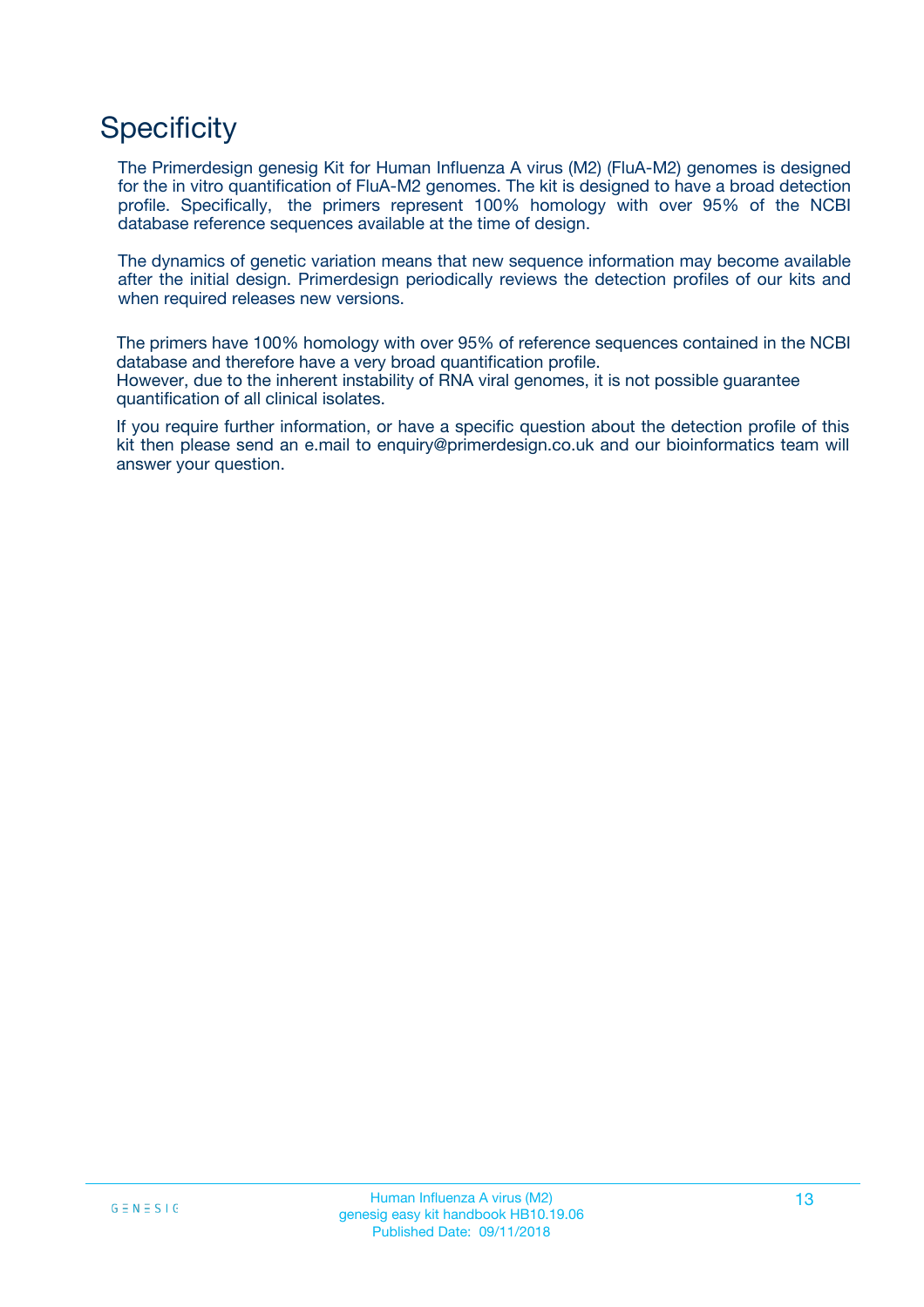# Specificity

The Primerdesign genesig Kit for Human Influenza A virus (M2) (FluA-M2) genomes is designed for the in vitro quantification of FluA-M2 genomes. The kit is designed to have a broad detection profile. Specifically, the primers represent 100% homology with over 95% of the NCBI database reference sequences available at the time of design.

The dynamics of genetic variation means that new sequence information may become available after the initial design. Primerdesign periodically reviews the detection profiles of our kits and when required releases new versions.

The primers have 100% homology with over 95% of reference sequences contained in the NCBI database and therefore have a very broad quantification profile.
However, due to the inherent instability of RNA viral genomes, it is not possible guarantee quantification of all clinical isolates.

If you require further information, or have a specific question about the detection profile of this kit then please send an e.mail to enquiry@primerdesign.co.uk and our bioinformatics team will answer your question.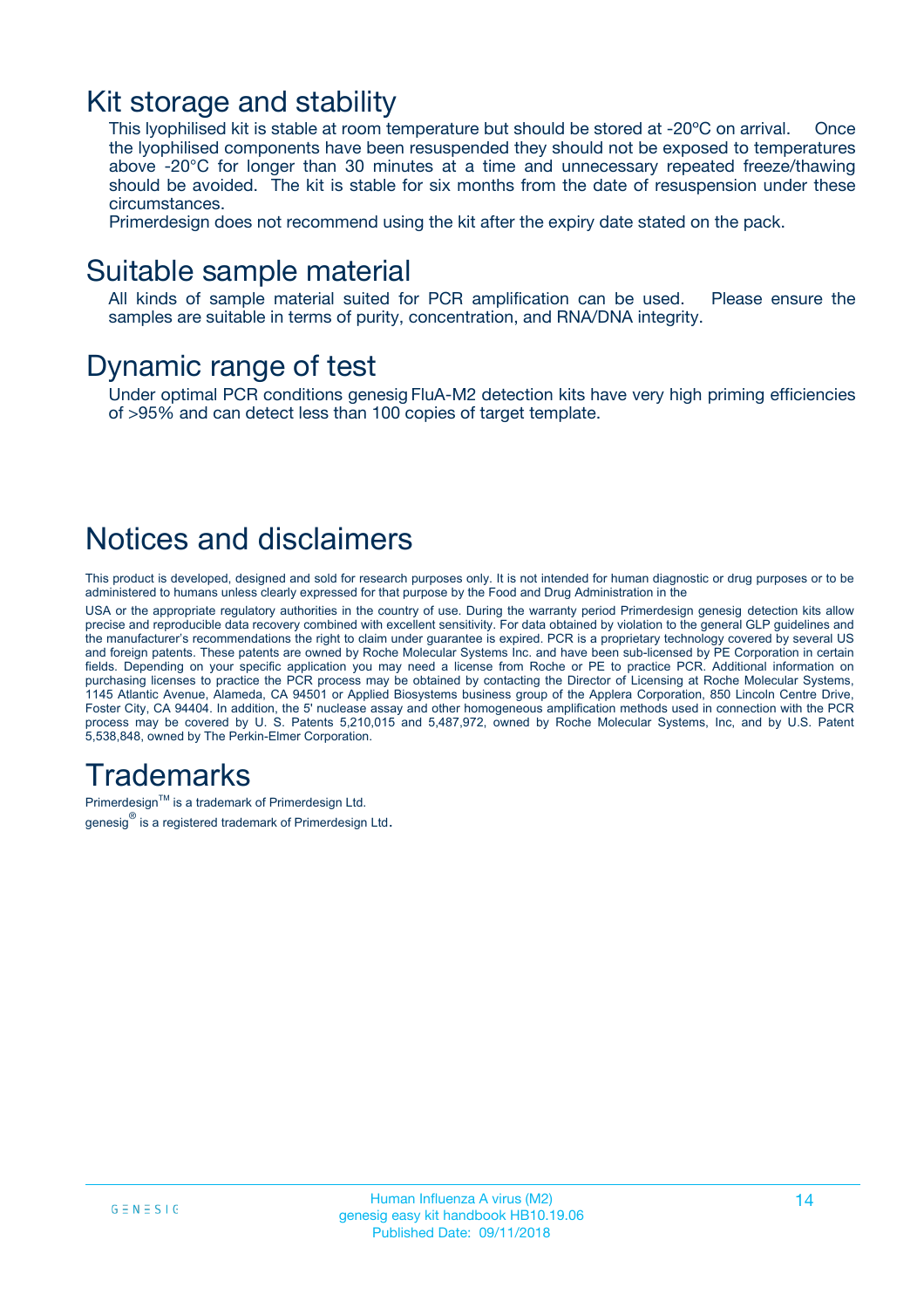# Kit storage and stability

This lyophilised kit is stable at room temperature but should be stored at -20ºC on arrival. Once the lyophilised components have been resuspended they should not be exposed to temperatures above -20°C for longer than 30 minutes at a time and unnecessary repeated freeze/thawing should be avoided. The kit is stable for six months from the date of resuspension under these circumstances.

Primerdesign does not recommend using the kit after the expiry date stated on the pack.

# Suitable sample material

All kinds of sample material suited for PCR amplification can be used. Please ensure the samples are suitable in terms of purity, concentration, and RNA/DNA integrity.

# Dynamic range of test

Under optimal PCR conditions genesig FluA-M2 detection kits have very high priming efficiencies of >95% and can detect less than 100 copies of target template.

# Notices and disclaimers

This product is developed, designed and sold for research purposes only. It is not intended for human diagnostic or drug purposes or to be administered to humans unless clearly expressed for that purpose by the Food and Drug Administration in the

USA or the appropriate regulatory authorities in the country of use. During the warranty period Primerdesign genesig detection kits allow precise and reproducible data recovery combined with excellent sensitivity. For data obtained by violation to the general GLP guidelines and the manufacturer's recommendations the right to claim under guarantee is expired. PCR is a proprietary technology covered by several US and foreign patents. These patents are owned by Roche Molecular Systems Inc. and have been sub-licensed by PE Corporation in certain fields. Depending on your specific application you may need a license from Roche or PE to practice PCR. Additional information on purchasing licenses to practice the PCR process may be obtained by contacting the Director of Licensing at Roche Molecular Systems, 1145 Atlantic Avenue, Alameda, CA 94501 or Applied Biosystems business group of the Applera Corporation, 850 Lincoln Centre Drive, Foster City, CA 94404. In addition, the 5' nuclease assay and other homogeneous amplification methods used in connection with the PCR process may be covered by U. S. Patents 5,210,015 and 5,487,972, owned by Roche Molecular Systems, Inc, and by U.S. Patent 5,538,848, owned by The Perkin-Elmer Corporation.

# Trademarks

Primerdesign™ is a trademark of Primerdesign Ltd.

genesig® is a registered trademark of Primerdesign Ltd.